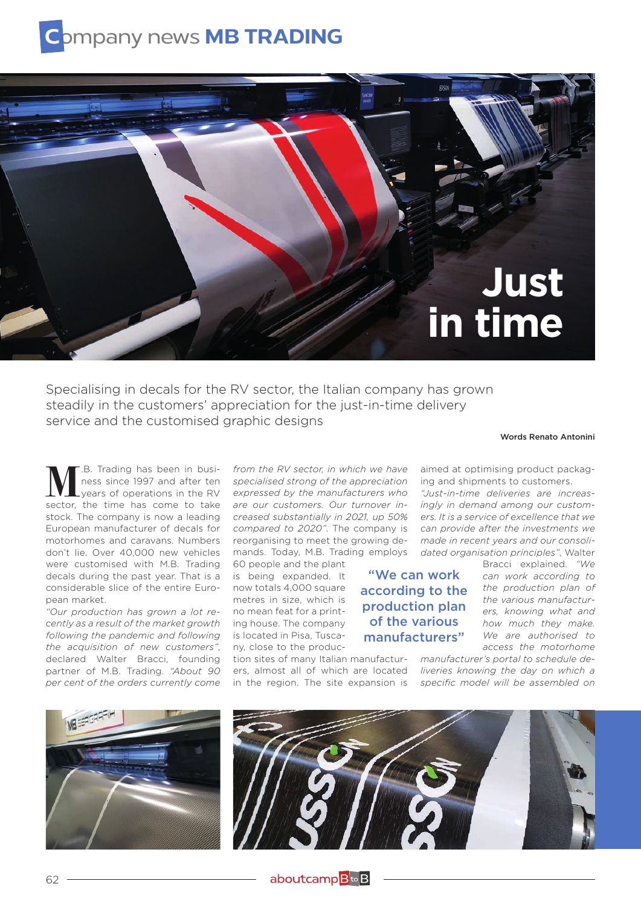# Company news MB TRADING

# Just in time

Specialising in decals for the RV sector, the Italian company has grown steadily in the customers' appreciation for the just-in-time delivery service and the customised graphic designs

Words Renato Antonini

M.B. Trading has been in business since 1997 and after ten years of operations in the RV sector, the time has come to take stock. The company is now a leading European manufacturer of decals for motorhomes and caravans. Numbers don't lie. Over 40,000 new vehicles were customised with M.B. Trading decals during the past year. That is a considerable slice of the entire European market.

*"Our production has grown a lot recently as a result of the market growth following the pandemic and following the acquisition of new customers"*, declared Walter Bracci, founding partner of M.B. Trading. *"About 90 per cent of the orders currently come from the RV sector, in which we have specialised strong of the appreciation expressed by the manufacturers who are our customers. Our turnover increased substantially in 2021, up 50% compared to 2020"*. The company is reorganising to meet the growing demands. Today, M.B. Trading employs 60 people and the plant is being expanded. It now totals 4,000 square metres in size, which is no mean feat for a printing house. The company is located in Pisa, Tuscany, close to the production sites of many Italian manufacturers, almost all of which are located in the region. The site expansion is aimed at optimising product packaging and shipments to customers.

*"Just-in-time deliveries are increasingly in demand among our customers. It is a service of excellence that we can provide after the investments we made in recent years and our consolidated organisation principles"*, Walter Bracci explained. *"We can work according to the production plan of the various manufacturers, knowing what and how much they make. We are authorised to access the motorhome manufacturer's portal to schedule deliveries knowing the day on which a specific model will be assembled on*

**"We can work according to the production plan of the various manufacturers"**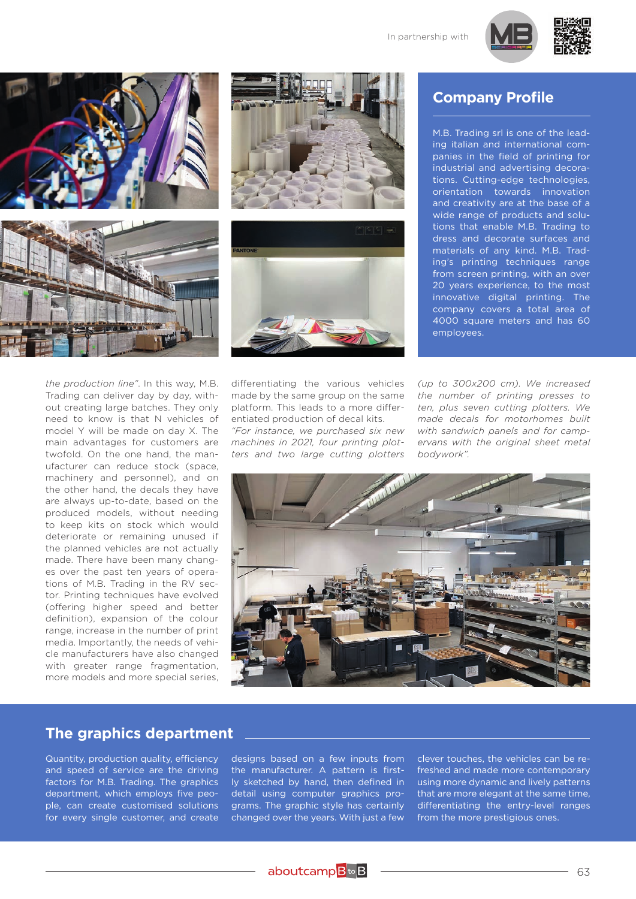In partnership with

## Company Profile

M.B. Trading srl is one of the leading italian and international companies in the field of printing for industrial and advertising decorations. Cutting-edge technologies, orientation towards innovation and creativity are at the base of a wide range of products and solutions that enable M.B. Trading to dress and decorate surfaces and materials of any kind. M.B. Trading's printing techniques range from screen printing, with an over 20 years experience, to the most innovative digital printing. The company covers a total area of 4000 square meters and has 60 employees.

*the production line"*. In this way, M.B. Trading can deliver day by day, without creating large batches. They only need to know is that N vehicles of model Y will be made on day X. The main advantages for customers are twofold. On the one hand, the manufacturer can reduce stock (space, machinery and personnel), and on the other hand, the decals they have are always up-to-date, based on the produced models, without needing to keep kits on stock which would deteriorate or remaining unused if the planned vehicles are not actually made. There have been many changes over the past ten years of operations of M.B. Trading in the RV sector. Printing techniques have evolved (offering higher speed and better definition), expansion of the colour range, increase in the number of print media. Importantly, the needs of vehicle manufacturers have also changed with greater range fragmentation, more models and more special series, differentiating the various vehicles made by the same group on the same platform. This leads to a more differentiated production of decal kits. *"For instance, we purchased six new machines in 2021, four printing plotters and two large cutting plotters (up to 300x200 cm). We increased the number of printing presses to ten, plus seven cutting plotters. We made decals for motorhomes built with sandwich panels and for campervans with the original sheet metal bodywork".*

## The graphics department

Quantity, production quality, efficiency and speed of service are the driving factors for M.B. Trading. The graphics department, which employs five people, can create customised solutions for every single customer, and create designs based on a few inputs from the manufacturer. A pattern is firstly sketched by hand, then defined in detail using computer graphics programs. The graphic style has certainly changed over the years. With just a few clever touches, the vehicles can be refreshed and made more contemporary using more dynamic and lively patterns that are more elegant at the same time, differentiating the entry-level ranges from the more prestigious ones.